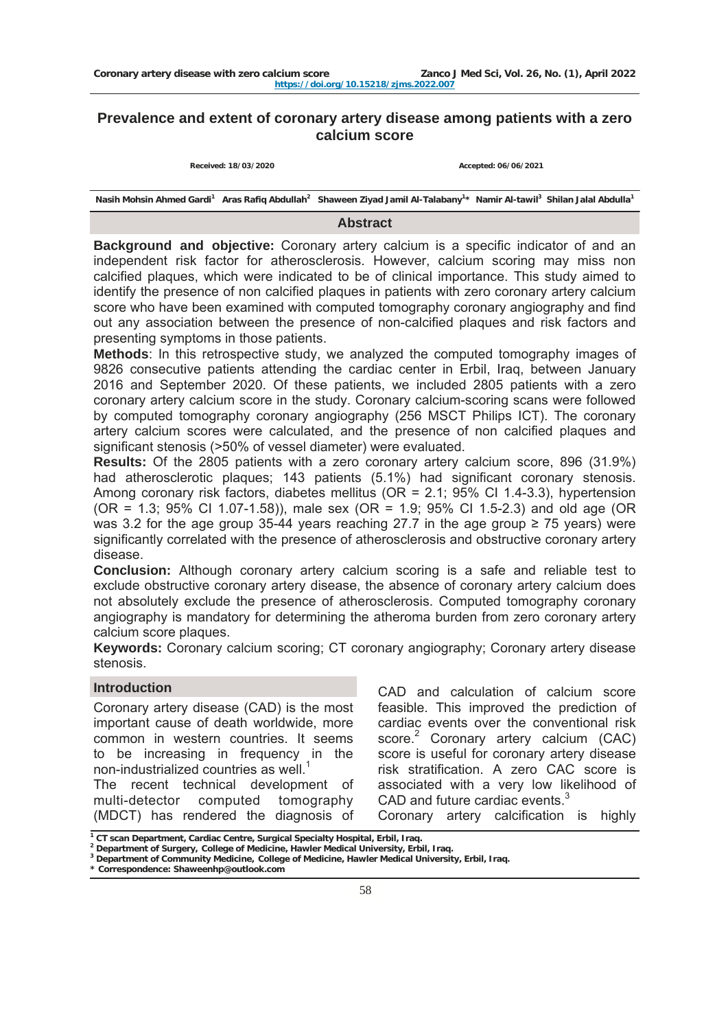# Prevalence and extent of coronary artery disease among patients with a zero calcium score

Received: 18/03/2020 Accepted: 06/06/2021

Nasih Mohsin Ahmed Gardi[1] Aras Rafiq Abdullah[2] Shaween Ziyad Jamil Al-Talabany[1]* Namir Al-tawil[3] Shilan Jalal Abdulla[1]

## Abstract

**Background and objective:** Coronary artery calcium is a specific indicator of and an independent risk factor for atherosclerosis. However, calcium scoring may miss non calcified plaques, which were indicated to be of clinical importance. This study aimed to identify the presence of non calcified plaques in patients with zero coronary artery calcium score who have been examined with computed tomography coronary angiography and find out any association between the presence of non-calcified plaques and risk factors and presenting symptoms in those patients.

**Methods**: In this retrospective study, we analyzed the computed tomography images of 9826 consecutive patients attending the cardiac center in Erbil, Iraq, between January 2016 and September 2020. Of these patients, we included 2805 patients with a zero coronary artery calcium score in the study. Coronary calcium-scoring scans were followed by computed tomography coronary angiography (256 MSCT Philips ICT). The coronary artery calcium scores were calculated, and the presence of non calcified plaques and significant stenosis (>50% of vessel diameter) were evaluated.

**Results:** Of the 2805 patients with a zero coronary artery calcium score, 896 (31.9%) had atherosclerotic plaques; 143 patients (5.1%) had significant coronary stenosis. Among coronary risk factors, diabetes mellitus (OR = 2.1; 95% CI 1.4-3.3), hypertension (OR = 1.3; 95% CI 1.07-1.58)), male sex (OR = 1.9; 95% CI 1.5-2.3) and old age (OR was 3.2 for the age group 35-44 years reaching 27.7 in the age group ≥ 75 years) were significantly correlated with the presence of atherosclerosis and obstructive coronary artery disease.

**Conclusion:** Although coronary artery calcium scoring is a safe and reliable test to exclude obstructive coronary artery disease, the absence of coronary artery calcium does not absolutely exclude the presence of atherosclerosis. Computed tomography coronary angiography is mandatory for determining the atheroma burden from zero coronary artery calcium score plaques.

**Keywords:** Coronary calcium scoring; CT coronary angiography; Coronary artery disease stenosis.

## Introduction

Coronary artery disease (CAD) is the most important cause of death worldwide, more common in western countries. It seems to be increasing in frequency in the non-industrialized countries as well.[1]

The recent technical development of multi-detector computed tomography (MDCT) has rendered the diagnosis of CAD and calculation of calcium score feasible. This improved the prediction of cardiac events over the conventional risk score.[2] Coronary artery calcium (CAC) score is useful for coronary artery disease risk stratification. A zero CAC score is associated with a very low likelihood of CAD and future cardiac events.[3]

Coronary artery calcification is highly

[1] CT scan Department, Cardiac Centre, Surgical Specialty Hospital, Erbil, Iraq.
[2] Department of Surgery, College of Medicine, Hawler Medical University, Erbil, Iraq.
[3] Department of Community Medicine, College of Medicine, Hawler Medical University, Erbil, Iraq.
* Correspondence: Shaweenhp@outlook.com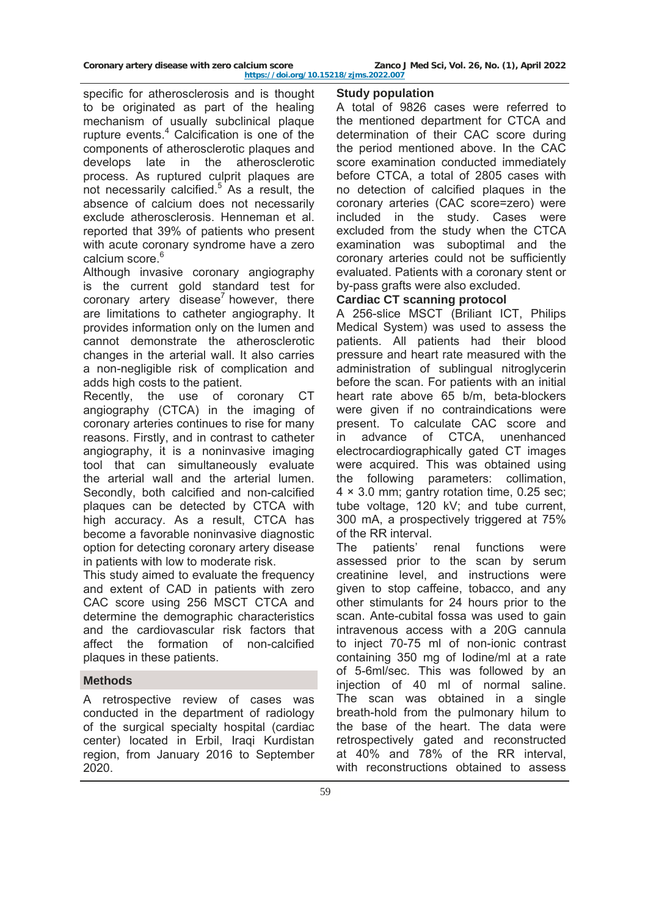specific for atherosclerosis and is thought to be originated as part of the healing mechanism of usually subclinical plaque rupture events.[4] Calcification is one of the components of atherosclerotic plaques and develops late in the atherosclerotic process. As ruptured culprit plaques are not necessarily calcified.[5] As a result, the absence of calcium does not necessarily exclude atherosclerosis. Henneman et al. reported that 39% of patients who present with acute coronary syndrome have a zero calcium score.[6]

Although invasive coronary angiography is the current gold standard test for coronary artery disease[7] however, there are limitations to catheter angiography. It provides information only on the lumen and cannot demonstrate the atherosclerotic changes in the arterial wall. It also carries a non-negligible risk of complication and adds high costs to the patient.

Recently, the use of coronary CT angiography (CTCA) in the imaging of coronary arteries continues to rise for many reasons. Firstly, and in contrast to catheter angiography, it is a noninvasive imaging tool that can simultaneously evaluate the arterial wall and the arterial lumen. Secondly, both calcified and non-calcified plaques can be detected by CTCA with high accuracy. As a result, CTCA has become a favorable noninvasive diagnostic option for detecting coronary artery disease in patients with low to moderate risk.

This study aimed to evaluate the frequency and extent of CAD in patients with zero CAC score using 256 MSCT CTCA and determine the demographic characteristics and the cardiovascular risk factors that affect the formation of non-calcified plaques in these patients.

## Methods

A retrospective review of cases was conducted in the department of radiology of the surgical specialty hospital (cardiac center) located in Erbil, Iraqi Kurdistan region, from January 2016 to September 2020.

### Study population

A total of 9826 cases were referred to the mentioned department for CTCA and determination of their CAC score during the period mentioned above. In the CAC score examination conducted immediately before CTCA, a total of 2805 cases with no detection of calcified plaques in the coronary arteries (CAC score=zero) were included in the study. Cases were excluded from the study when the CTCA examination was suboptimal and the coronary arteries could not be sufficiently evaluated. Patients with a coronary stent or by-pass grafts were also excluded.

### Cardiac CT scanning protocol

A 256-slice MSCT (Briliant ICT, Philips Medical System) was used to assess the patients. All patients had their blood pressure and heart rate measured with the administration of sublingual nitroglycerin before the scan. For patients with an initial heart rate above 65 b/m, beta-blockers were given if no contraindications were present. To calculate CAC score and in advance of CTCA, unenhanced electrocardiographically gated CT images were acquired. This was obtained using the following parameters: collimation, $4 \times 3.0$ mm; gantry rotation time, 0.25 sec; tube voltage, 120 kV; and tube current, 300 mA, a prospectively triggered at 75% of the RR interval.

The patients' renal functions were assessed prior to the scan by serum creatinine level, and instructions were given to stop caffeine, tobacco, and any other stimulants for 24 hours prior to the scan. Ante-cubital fossa was used to gain intravenous access with a 20G cannula to inject 70-75 ml of non-ionic contrast containing 350 mg of Iodine/ml at a rate of 5-6ml/sec. This was followed by an injection of 40 ml of normal saline. The scan was obtained in a single breath-hold from the pulmonary hilum to the base of the heart. The data were retrospectively gated and reconstructed at 40% and 78% of the RR interval, with reconstructions obtained to assess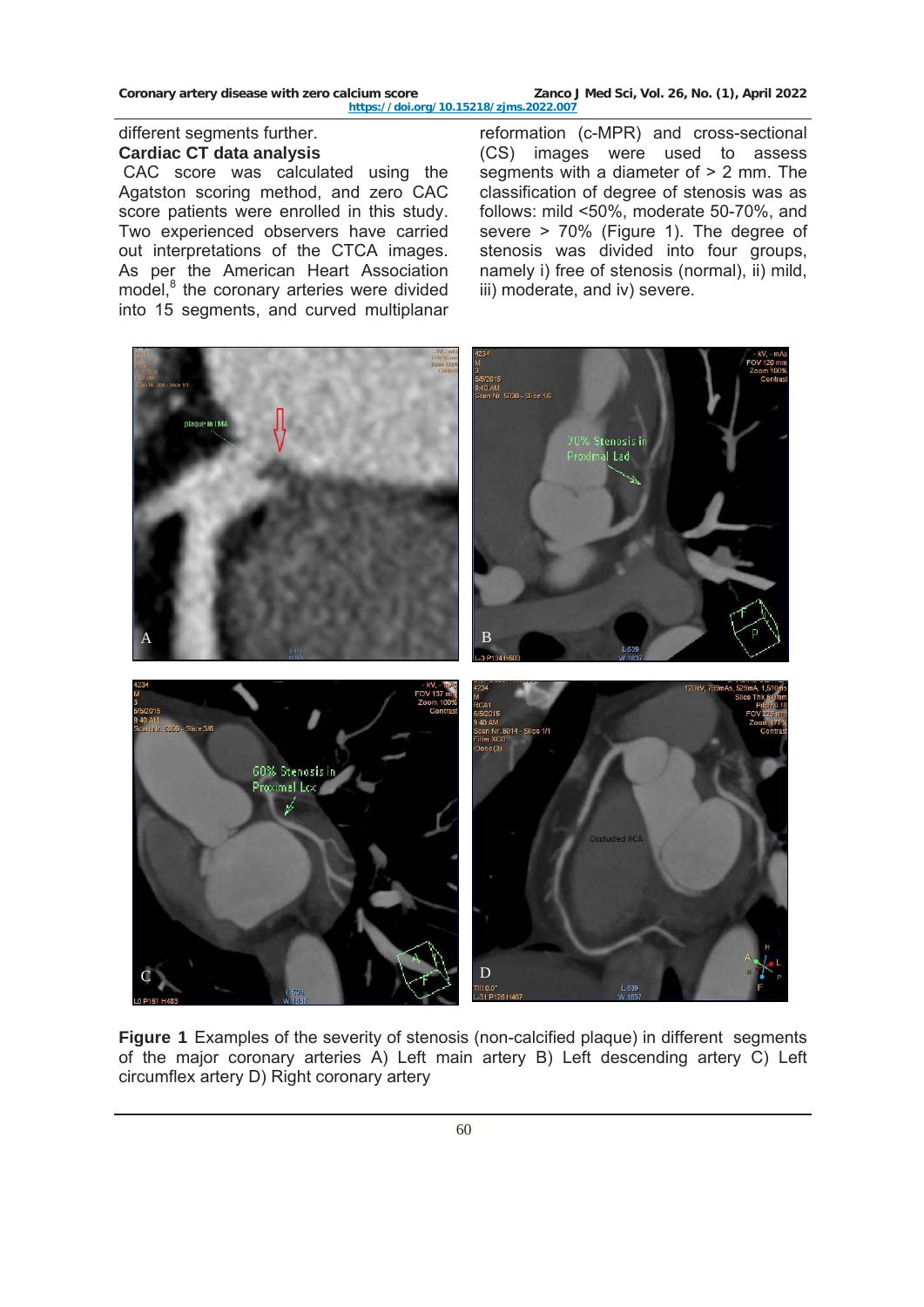different segments further.

### Cardiac CT data analysis

CAC score was calculated using the Agatston scoring method, and zero CAC score patients were enrolled in this study. Two experienced observers have carried out interpretations of the CTCA images. As per the American Heart Association model,[8] the coronary arteries were divided into 15 segments, and curved multiplanar reformation (c-MPR) and cross-sectional (CS) images were used to assess segments with a diameter of > 2 mm. The classification of degree of stenosis was as follows: mild <50%, moderate 50-70%, and severe > 70% (Figure 1). The degree of stenosis was divided into four groups, namely i) free of stenosis (normal), ii) mild, iii) moderate, and iv) severe.

**Figure 1** Examples of the severity of stenosis (non-calcified plaque) in different segments of the major coronary arteries A) Left main artery B) Left descending artery C) Left circumflex artery D) Right coronary artery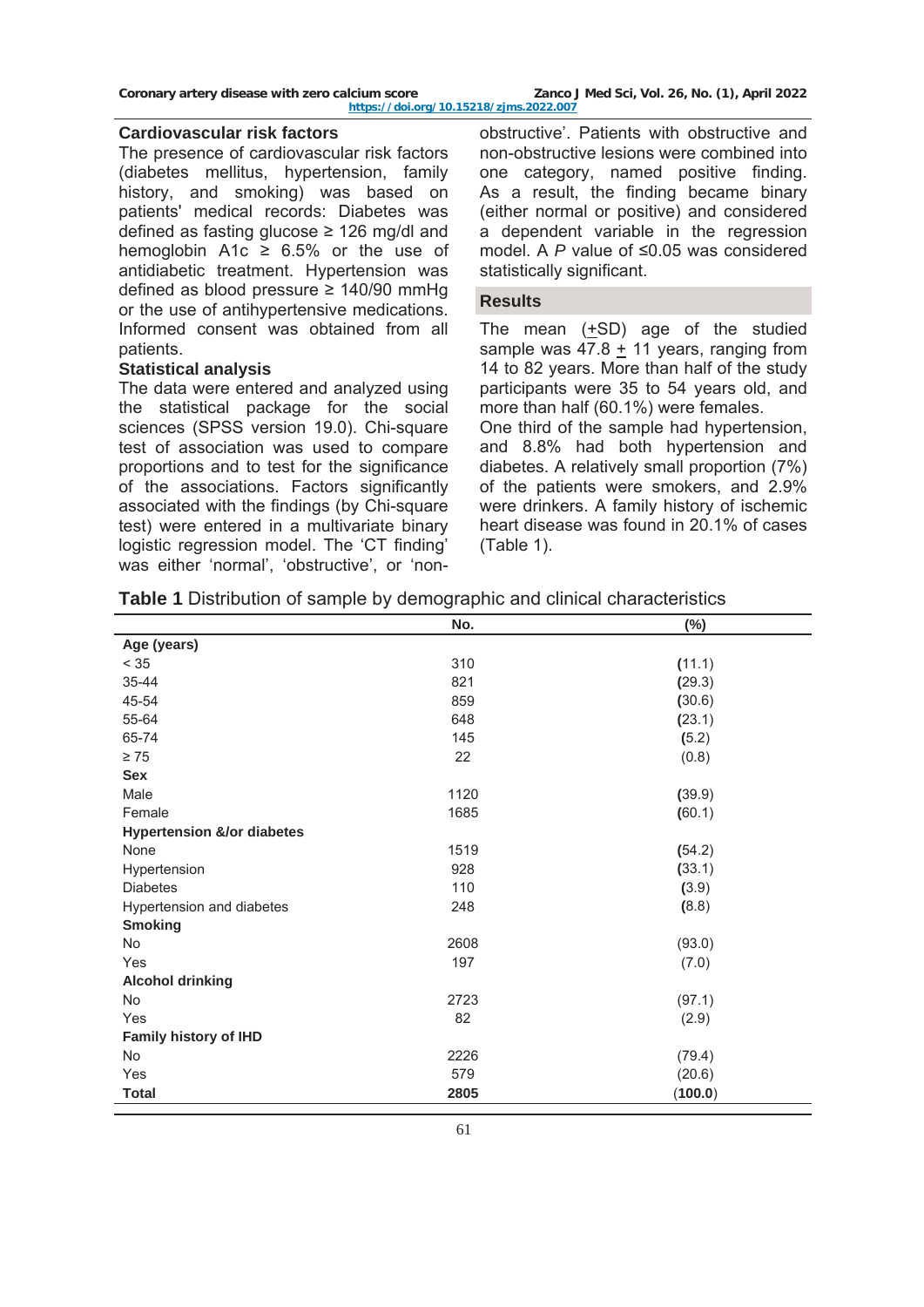### Cardiovascular risk factors

The presence of cardiovascular risk factors (diabetes mellitus, hypertension, family history, and smoking) was based on patients' medical records: Diabetes was defined as fasting glucose ≥ 126 mg/dl and hemoglobin A1c ≥ 6.5% or the use of antidiabetic treatment. Hypertension was defined as blood pressure ≥ 140/90 mmHg or the use of antihypertensive medications. Informed consent was obtained from all patients.

### Statistical analysis

The data were entered and analyzed using the statistical package for the social sciences (SPSS version 19.0). Chi-square test of association was used to compare proportions and to test for the significance of the associations. Factors significantly associated with the findings (by Chi-square test) were entered in a multivariate binary logistic regression model. The 'CT finding' was either 'normal', 'obstructive', or 'non-obstructive'. Patients with obstructive and non-obstructive lesions were combined into one category, named positive finding. As a result, the finding became binary (either normal or positive) and considered a dependent variable in the regression model. A *P* value of ≤0.05 was considered statistically significant.

## Results

The mean (±SD) age of the studied sample was 47.8 ± 11 years, ranging from 14 to 82 years. More than half of the study participants were 35 to 54 years old, and more than half (60.1%) were females.

One third of the sample had hypertension, and 8.8% had both hypertension and diabetes. A relatively small proportion (7%) of the patients were smokers, and 2.9% were drinkers. A family history of ischemic heart disease was found in 20.1% of cases (Table 1).

**Table 1** Distribution of sample by demographic and clinical characteristics

| | No. | (%) |
|---|---|---|
| **Age (years)** | | |
| < 35 | 310 | (11.1) |
| 35-44 | 821 | (29.3) |
| 45-54 | 859 | (30.6) |
| 55-64 | 648 | (23.1) |
| 65-74 | 145 | (5.2) |
| ≥ 75 | 22 | (0.8) |
| **Sex** | | |
| Male | 1120 | (39.9) |
| Female | 1685 | (60.1) |
| **Hypertension &/or diabetes** | | |
| None | 1519 | (54.2) |
| Hypertension | 928 | (33.1) |
| Diabetes | 110 | (3.9) |
| Hypertension and diabetes | 248 | (8.8) |
| **Smoking** | | |
| No | 2608 | (93.0) |
| Yes | 197 | (7.0) |
| **Alcohol drinking** | | |
| No | 2723 | (97.1) |
| Yes | 82 | (2.9) |
| **Family history of IHD** | | |
| No | 2226 | (79.4) |
| Yes | 579 | (20.6) |
| **Total** | **2805** | (**100.0**) |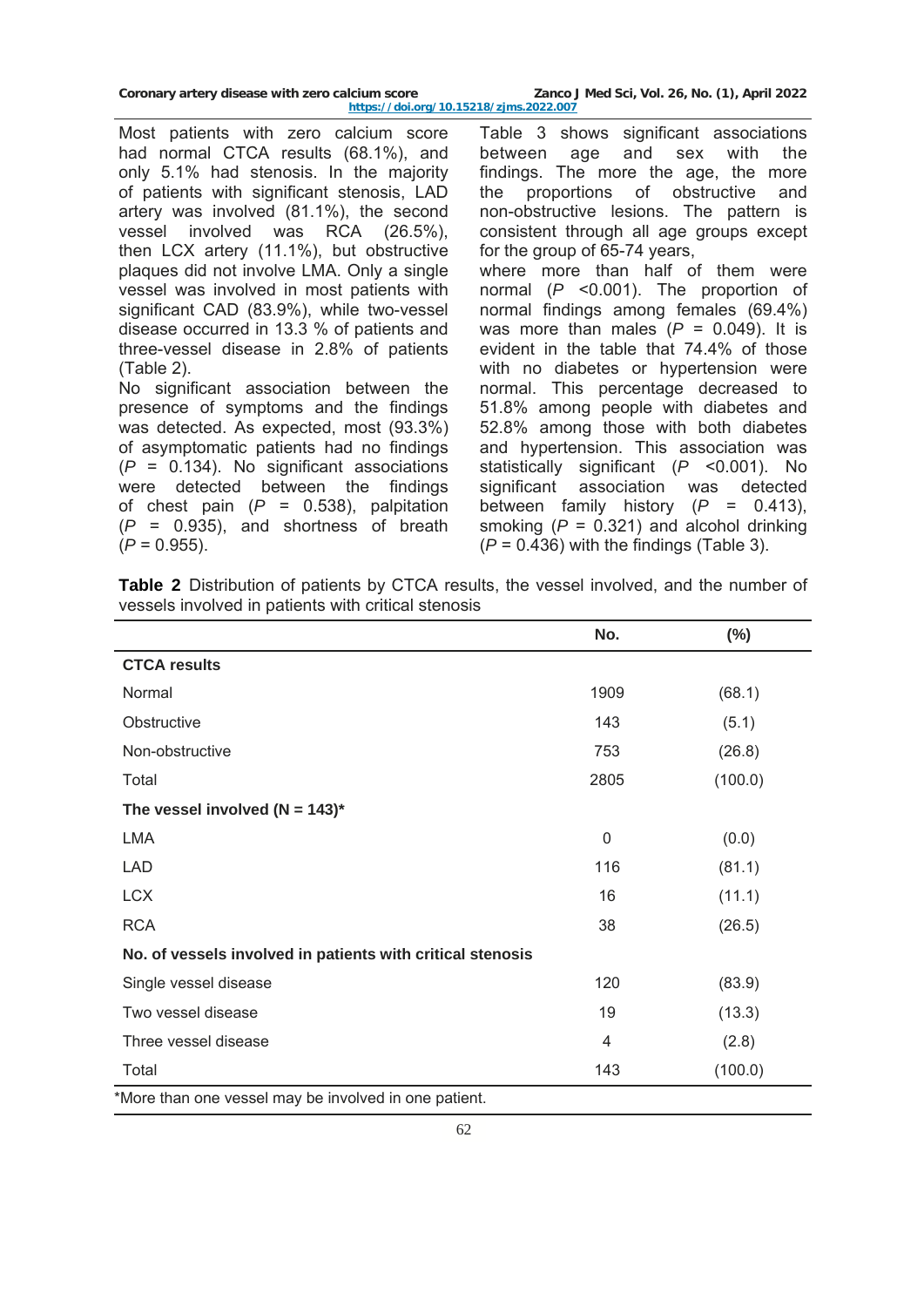Most patients with zero calcium score had normal CTCA results (68.1%), and only 5.1% had stenosis. In the majority of patients with significant stenosis, LAD artery was involved (81.1%), the second vessel involved was RCA (26.5%), then LCX artery (11.1%), but obstructive plaques did not involve LMA. Only a single vessel was involved in most patients with significant CAD (83.9%), while two-vessel disease occurred in 13.3 % of patients and three-vessel disease in 2.8% of patients (Table 2).

No significant association between the presence of symptoms and the findings was detected. As expected, most (93.3%) of asymptomatic patients had no findings ($P$ = 0.134). No significant associations were detected between the findings of chest pain ($P$ = 0.538), palpitation ($P$ = 0.935), and shortness of breath ($P$ = 0.955).

Table 3 shows significant associations between age and sex with the findings. The more the age, the more the proportions of obstructive and non-obstructive lesions. The pattern is consistent through all age groups except for the group of 65-74 years, where more than half of them were normal ($P$ <0.001). The proportion of normal findings among females (69.4%) was more than males ($P$ = 0.049). It is evident in the table that 74.4% of those with no diabetes or hypertension were normal. This percentage decreased to 51.8% among people with diabetes and 52.8% among those with both diabetes and hypertension. This association was statistically significant ($P$ <0.001). No significant association was detected between family history ($P$ = 0.413), smoking ($P$ = 0.321) and alcohol drinking ($P$ = 0.436) with the findings (Table 3).

**Table 2** Distribution of patients by CTCA results, the vessel involved, and the number of vessels involved in patients with critical stenosis

| | No. | (%) |
|---|---|---|
| **CTCA results** | | |
| Normal | 1909 | (68.1) |
| Obstructive | 143 | (5.1) |
| Non-obstructive | 753 | (26.8) |
| Total | 2805 | (100.0) |
| **The vessel involved (N = 143)*** | | |
| LMA | 0 | (0.0) |
| LAD | 116 | (81.1) |
| LCX | 16 | (11.1) |
| RCA | 38 | (26.5) |
| **No. of vessels involved in patients with critical stenosis** | | |
| Single vessel disease | 120 | (83.9) |
| Two vessel disease | 19 | (13.3) |
| Three vessel disease | 4 | (2.8) |
| Total | 143 | (100.0) |

*More than one vessel may be involved in one patient.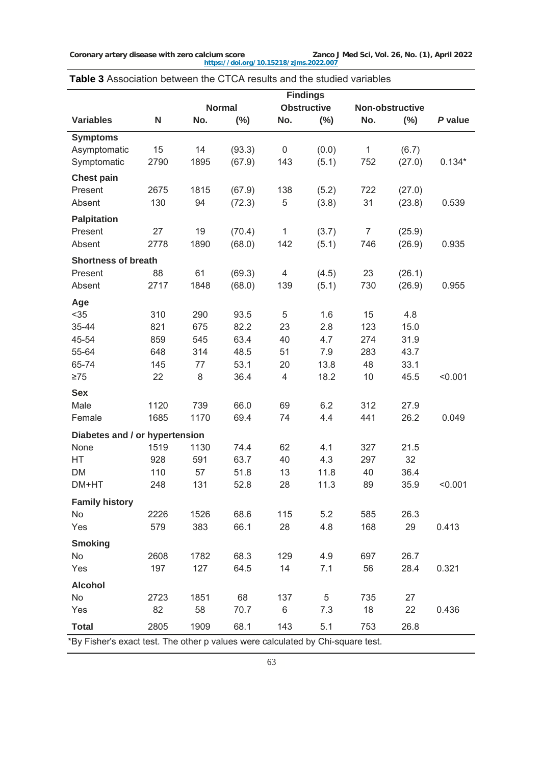**Table 3** Association between the CTCA results and the studied variables

| Variables | N | Findings | | | | | | *P* value |
|---|---|---|---|---|---|---|---|---|
| | | Normal | | Obstructive | | Non-obstructive | | |
| | | No. | (%) | No. | (%) | No. | (%) | |
| **Symptoms** | | | | | | | | |
| Asymptomatic | 15 | 14 | (93.3) | 0 | (0.0) | 1 | (6.7) | |
| Symptomatic | 2790 | 1895 | (67.9) | 143 | (5.1) | 752 | (27.0) | 0.134* |
| **Chest pain** | | | | | | | | |
| Present | 2675 | 1815 | (67.9) | 138 | (5.2) | 722 | (27.0) | |
| Absent | 130 | 94 | (72.3) | 5 | (3.8) | 31 | (23.8) | 0.539 |
| **Palpitation** | | | | | | | | |
| Present | 27 | 19 | (70.4) | 1 | (3.7) | 7 | (25.9) | |
| Absent | 2778 | 1890 | (68.0) | 142 | (5.1) | 746 | (26.9) | 0.935 |
| **Shortness of breath** | | | | | | | | |
| Present | 88 | 61 | (69.3) | 4 | (4.5) | 23 | (26.1) | |
| Absent | 2717 | 1848 | (68.0) | 139 | (5.1) | 730 | (26.9) | 0.955 |
| **Age** | | | | | | | | |
| <35 | 310 | 290 | 93.5 | 5 | 1.6 | 15 | 4.8 | |
| 35-44 | 821 | 675 | 82.2 | 23 | 2.8 | 123 | 15.0 | |
| 45-54 | 859 | 545 | 63.4 | 40 | 4.7 | 274 | 31.9 | |
| 55-64 | 648 | 314 | 48.5 | 51 | 7.9 | 283 | 43.7 | |
| 65-74 | 145 | 77 | 53.1 | 20 | 13.8 | 48 | 33.1 | |
| ≥75 | 22 | 8 | 36.4 | 4 | 18.2 | 10 | 45.5 | <0.001 |
| **Sex** | | | | | | | | |
| Male | 1120 | 739 | 66.0 | 69 | 6.2 | 312 | 27.9 | |
| Female | 1685 | 1170 | 69.4 | 74 | 4.4 | 441 | 26.2 | 0.049 |
| **Diabetes and / or hypertension** | | | | | | | | |
| None | 1519 | 1130 | 74.4 | 62 | 4.1 | 327 | 21.5 | |
| HT | 928 | 591 | 63.7 | 40 | 4.3 | 297 | 32 | |
| DM | 110 | 57 | 51.8 | 13 | 11.8 | 40 | 36.4 | |
| DM+HT | 248 | 131 | 52.8 | 28 | 11.3 | 89 | 35.9 | <0.001 |
| **Family history** | | | | | | | | |
| No | 2226 | 1526 | 68.6 | 115 | 5.2 | 585 | 26.3 | |
| Yes | 579 | 383 | 66.1 | 28 | 4.8 | 168 | 29 | 0.413 |
| **Smoking** | | | | | | | | |
| No | 2608 | 1782 | 68.3 | 129 | 4.9 | 697 | 26.7 | |
| Yes | 197 | 127 | 64.5 | 14 | 7.1 | 56 | 28.4 | 0.321 |
| **Alcohol** | | | | | | | | |
| No | 2723 | 1851 | 68 | 137 | 5 | 735 | 27 | |
| Yes | 82 | 58 | 70.7 | 6 | 7.3 | 18 | 22 | 0.436 |
| **Total** | 2805 | 1909 | 68.1 | 143 | 5.1 | 753 | 26.8 | |

*By Fisher's exact test. The other p values were calculated by Chi-square test.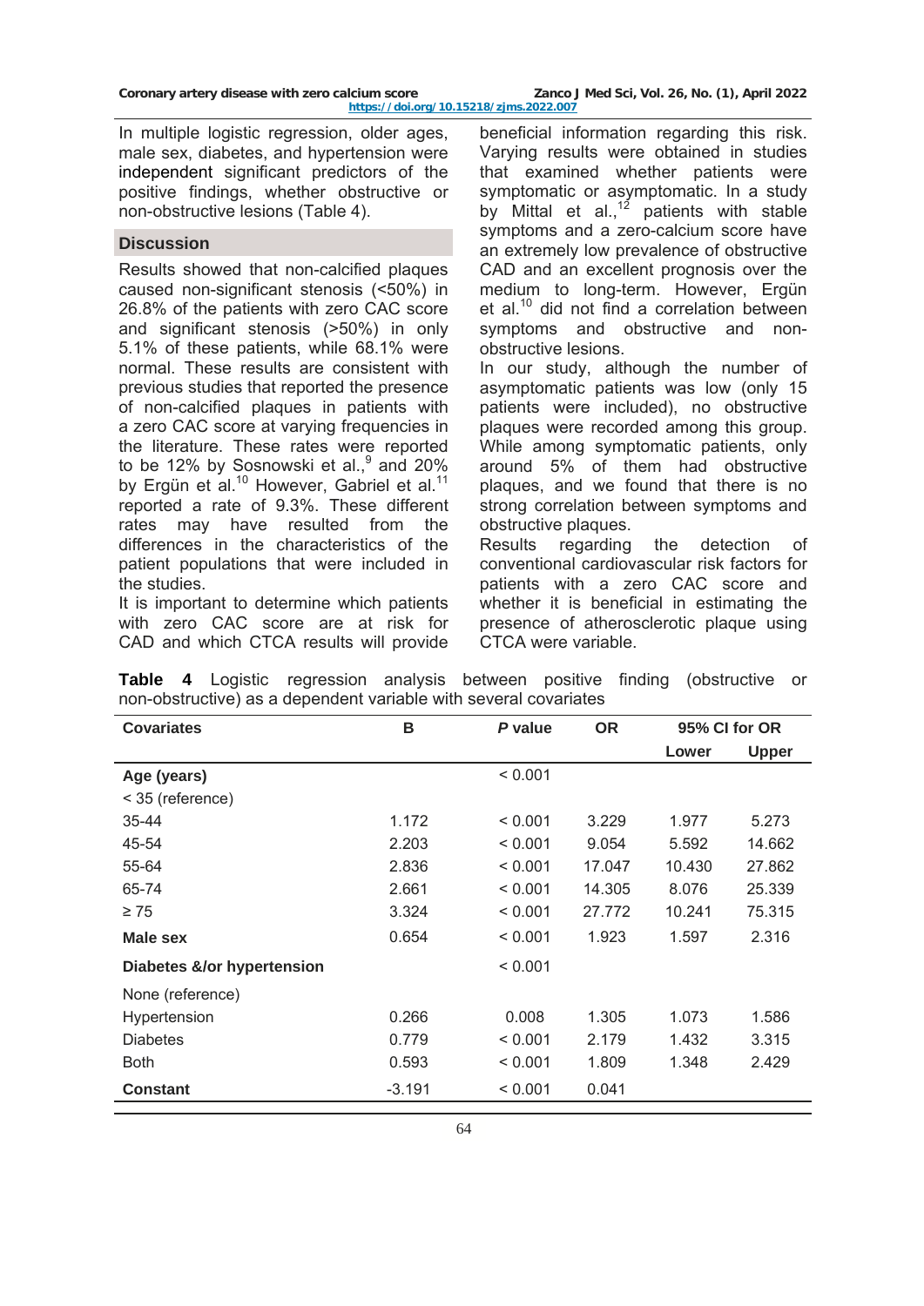In multiple logistic regression, older ages, male sex, diabetes, and hypertension were independent significant predictors of the positive findings, whether obstructive or non-obstructive lesions (Table 4).

## Discussion

Results showed that non-calcified plaques caused non-significant stenosis (<50%) in 26.8% of the patients with zero CAC score and significant stenosis (>50%) in only 5.1% of these patients, while 68.1% were normal. These results are consistent with previous studies that reported the presence of non-calcified plaques in patients with a zero CAC score at varying frequencies in the literature. These rates were reported to be 12% by Sosnowski et al.,[9] and 20% by Ergün et al.[10] However, Gabriel et al.[11] reported a rate of 9.3%. These different rates may have resulted from the differences in the characteristics of the patient populations that were included in the studies.

It is important to determine which patients with zero CAC score are at risk for CAD and which CTCA results will provide beneficial information regarding this risk. Varying results were obtained in studies that examined whether patients were symptomatic or asymptomatic. In a study by Mittal et al.,[12] patients with stable symptoms and a zero-calcium score have an extremely low prevalence of obstructive CAD and an excellent prognosis over the medium to long-term. However, Ergün et al.[10] did not find a correlation between symptoms and obstructive and non-obstructive lesions.

In our study, although the number of asymptomatic patients was low (only 15 patients were included), no obstructive plaques were recorded among this group. While among symptomatic patients, only around 5% of them had obstructive plaques, and we found that there is no strong correlation between symptoms and obstructive plaques.

Results regarding the detection of conventional cardiovascular risk factors for patients with a zero CAC score and whether it is beneficial in estimating the presence of atherosclerotic plaque using CTCA were variable.

**Table 4** Logistic regression analysis between positive finding (obstructive or non-obstructive) as a dependent variable with several covariates

| Covariates | B | *P* value | OR | 95% CI for OR | |
|---|---|---|---|---|---|
| | | | | Lower | Upper |
| **Age (years)** | | < 0.001 | | | |
| < 35 (reference) | | | | | |
| 35-44 | 1.172 | < 0.001 | 3.229 | 1.977 | 5.273 |
| 45-54 | 2.203 | < 0.001 | 9.054 | 5.592 | 14.662 |
| 55-64 | 2.836 | < 0.001 | 17.047 | 10.430 | 27.862 |
| 65-74 | 2.661 | < 0.001 | 14.305 | 8.076 | 25.339 |
| ≥ 75 | 3.324 | < 0.001 | 27.772 | 10.241 | 75.315 |
| **Male sex** | 0.654 | < 0.001 | 1.923 | 1.597 | 2.316 |
| **Diabetes &/or hypertension** | | < 0.001 | | | |
| None (reference) | | | | | |
| Hypertension | 0.266 | 0.008 | 1.305 | 1.073 | 1.586 |
| Diabetes | 0.779 | < 0.001 | 2.179 | 1.432 | 3.315 |
| Both | 0.593 | < 0.001 | 1.809 | 1.348 | 2.429 |
| **Constant** | -3.191 | < 0.001 | 0.041 | | |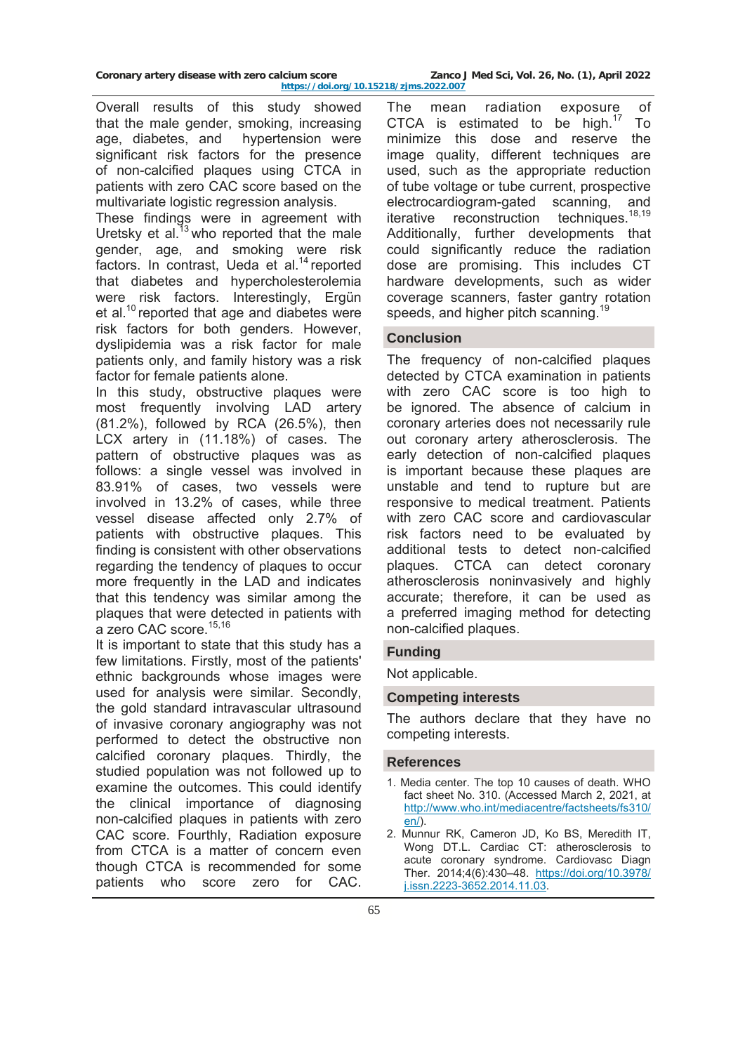Overall results of this study showed that the male gender, smoking, increasing age, diabetes, and hypertension were significant risk factors for the presence of non-calcified plaques using CTCA in patients with zero CAC score based on the multivariate logistic regression analysis.

These findings were in agreement with Uretsky et al.[13] who reported that the male gender, age, and smoking were risk factors. In contrast, Ueda et al.[14] reported that diabetes and hypercholesterolemia were risk factors. Interestingly, Ergün et al.[10] reported that age and diabetes were risk factors for both genders. However, dyslipidemia was a risk factor for male patients only, and family history was a risk factor for female patients alone.

In this study, obstructive plaques were most frequently involving LAD artery (81.2%), followed by RCA (26.5%), then LCX artery in (11.18%) of cases. The pattern of obstructive plaques was as follows: a single vessel was involved in 83.91% of cases, two vessels were involved in 13.2% of cases, while three vessel disease affected only 2.7% of patients with obstructive plaques. This finding is consistent with other observations regarding the tendency of plaques to occur more frequently in the LAD and indicates that this tendency was similar among the plaques that were detected in patients with a zero CAC score.[15,16]

It is important to state that this study has a few limitations. Firstly, most of the patients' ethnic backgrounds whose images were used for analysis were similar. Secondly, the gold standard intravascular ultrasound of invasive coronary angiography was not performed to detect the obstructive non calcified coronary plaques. Thirdly, the studied population was not followed up to examine the outcomes. This could identify the clinical importance of diagnosing non-calcified plaques in patients with zero CAC score. Fourthly, Radiation exposure from CTCA is a matter of concern even though CTCA is recommended for some patients who score zero for CAC. The mean radiation exposure of CTCA is estimated to be high.[17] To minimize this dose and reserve the image quality, different techniques are used, such as the appropriate reduction of tube voltage or tube current, prospective electrocardiogram-gated scanning, and iterative reconstruction techniques.[18,19] Additionally, further developments that could significantly reduce the radiation dose are promising. This includes CT hardware developments, such as wider coverage scanners, faster gantry rotation speeds, and higher pitch scanning.[19]

## Conclusion

The frequency of non-calcified plaques detected by CTCA examination in patients with zero CAC score is too high to be ignored. The absence of calcium in coronary arteries does not necessarily rule out coronary artery atherosclerosis. The early detection of non-calcified plaques is important because these plaques are unstable and tend to rupture but are responsive to medical treatment. Patients with zero CAC score and cardiovascular risk factors need to be evaluated by additional tests to detect non-calcified plaques. CTCA can detect coronary atherosclerosis noninvasively and highly accurate; therefore, it can be used as a preferred imaging method for detecting non-calcified plaques.

## Funding

Not applicable.

## Competing interests

The authors declare that they have no competing interests.

## References

1. Media center. The top 10 causes of death. WHO fact sheet No. 310. (Accessed March 2, 2021, at http://www.who.int/mediacentre/factsheets/fs310/en/).
2. Munnur RK, Cameron JD, Ko BS, Meredith IT, Wong DT.L. Cardiac CT: atherosclerosis to acute coronary syndrome. Cardiovasc Diagn Ther. 2014;4(6):430–48. https://doi.org/10.3978/j.issn.2223-3652.2014.11.03.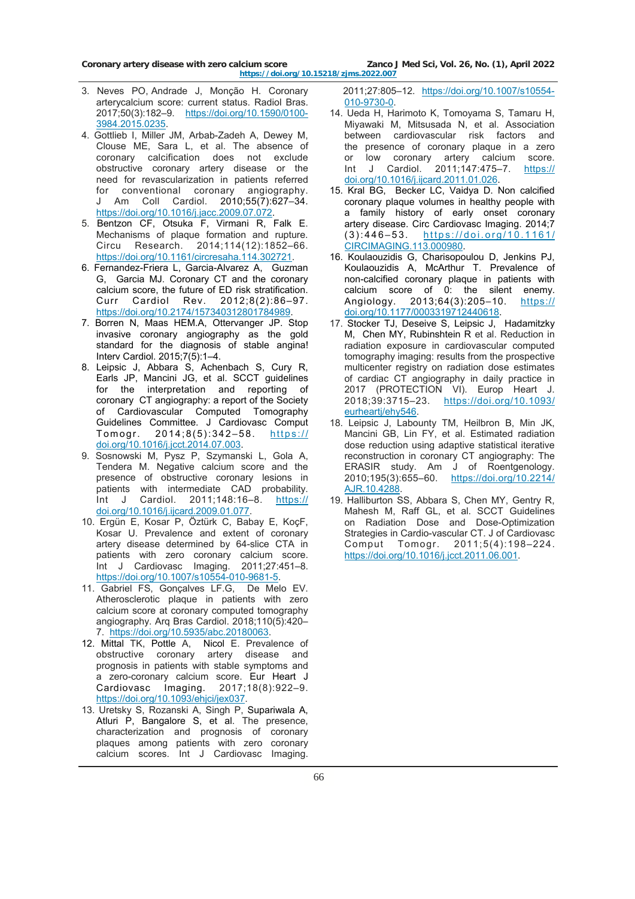3. Neves PO, Andrade J, Monção H. Coronary arterycalcium score: current status. Radiol Bras. 2017;50(3):182–9. https://doi.org/10.1590/0100-3984.2015.0235.
4. Gottlieb I, Miller JM, Arbab-Zadeh A, Dewey M, Clouse ME, Sara L, et al. The absence of coronary calcification does not exclude obstructive coronary artery disease or the need for revascularization in patients referred for conventional coronary angiography. J Am Coll Cardiol. 2010;55(7):627–34. https://doi.org/10.1016/j.jacc.2009.07.072.
5. Bentzon CF, Otsuka F, Virmani R, Falk E. Mechanisms of plaque formation and rupture. Circu Research. 2014;114(12):1852–66. https://doi.org/10.1161/circresaha.114.302721.
6. Fernandez-Friera L, Garcia-Alvarez A, Guzman G, Garcia MJ. Coronary CT and the coronary calcium score, the future of ED risk stratification. Curr Cardiol Rev. 2012;8(2):86–97. https://doi.org/10.2174/157340312801784989.
7. Borren N, Maas HEM.A, Ottervanger JP. Stop invasive coronary angiography as the gold standard for the diagnosis of stable angina! Interv Cardiol. 2015;7(5):1–4.
8. Leipsic J, Abbara S, Achenbach S, Cury R, Earls JP, Mancini JG, et al. SCCT guidelines for the interpretation and reporting of coronary CT angiography: a report of the Society of Cardiovascular Computed Tomography Guidelines Committee. J Cardiovasc Comput Tomogr. 2014;8(5):342–58. https://doi.org/10.1016/j.jcct.2014.07.003.
9. Sosnowski M, Pysz P, Szymanski L, Gola A, Tendera M. Negative calcium score and the presence of obstructive coronary lesions in patients with intermediate CAD probability. Int J Cardiol. 2011;148:16–8. https://doi.org/10.1016/j.ijcard.2009.01.077.
10. Ergün E, Kosar P, Öztürk C, Babay E, KoçF, Kosar U. Prevalence and extent of coronary artery disease determined by 64-slice CTA in patients with zero coronary calcium score. Int J Cardiovasc Imaging. 2011;27:451–8. https://doi.org/10.1007/s10554-010-9681-5.
11. Gabriel FS, Gonçalves LF.G, De Melo EV. Atherosclerotic plaque in patients with zero calcium score at coronary computed tomography angiography. Arq Bras Cardiol. 2018;110(5):420–7. https://doi.org/10.5935/abc.20180063.
12. Mittal TK, Pottle A, Nicol E. Prevalence of obstructive coronary artery disease and prognosis in patients with stable symptoms and a zero-coronary calcium score. Eur Heart J Cardiovasc Imaging. 2017;18(8):922–9. https://doi.org/10.1093/ehjci/jex037.
13. Uretsky S, Rozanski A, Singh P, Supariwala A, Atluri P, Bangalore S, et al. The presence, characterization and prognosis of coronary plaques among patients with zero coronary calcium scores. Int J Cardiovasc Imaging. 2011;27:805–12. https://doi.org/10.1007/s10554-010-9730-0.
14. Ueda H, Harimoto K, Tomoyama S, Tamaru H, Miyawaki M, Mitsusada N, et al. Association between cardiovascular risk factors and the presence of coronary plaque in a zero or low coronary artery calcium score. Int J Cardiol. 2011;147:475–7. https://doi.org/10.1016/j.ijcard.2011.01.026.
15. Kral BG, Becker LC, Vaidya D. Non calcified coronary plaque volumes in healthy people with a family history of early onset coronary artery disease. Circ Cardiovasc Imaging. 2014;7(3):446–53. https://doi.org/10.1161/CIRCIMAGING.113.000980.
16. Koulaouzidis G, Charisopoulou D, Jenkins PJ, Koulaouzidis A, McArthur T. Prevalence of non-calcified coronary plaque in patients with calcium score of 0: the silent enemy. Angiology. 2013;64(3):205–10. https://doi.org/10.1177/0003319712440618.
17. Stocker TJ, Deseive S, Leipsic J, Hadamitzky M, Chen MY, Rubinshtein R et al. Reduction in radiation exposure in cardiovascular computed tomography imaging: results from the prospective multicenter registry on radiation dose estimates of cardiac CT angiography in daily practice in 2017 (PROTECTION VI). Europ Heart J. 2018;39:3715–23. https://doi.org/10.1093/eurheartj/ehy546.
18. Leipsic J, Labounty TM, Heilbron B, Min JK, Mancini GB, Lin FY, et al. Estimated radiation dose reduction using adaptive statistical iterative reconstruction in coronary CT angiography: The ERASIR study. Am J of Roentgenology. 2010;195(3):655–60. https://doi.org/10.2214/AJR.10.4288.
19. Halliburton SS, Abbara S, Chen MY, Gentry R, Mahesh M, Raff GL, et al. SCCT Guidelines on Radiation Dose and Dose-Optimization Strategies in Cardio-vascular CT. J of Cardiovasc Comput Tomogr. 2011;5(4):198–224. https://doi.org/10.1016/j.jcct.2011.06.001.